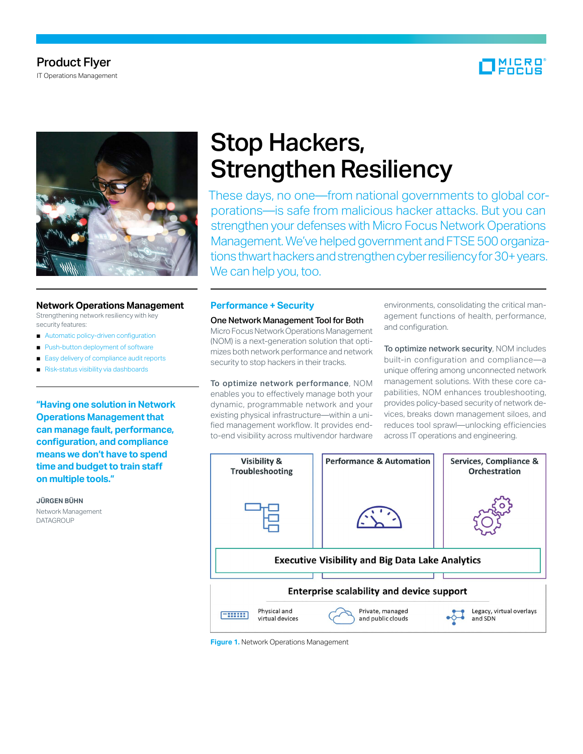Product Flyer

IT Operations Management

# Stop Hackers, Strengthen Resiliency

These days, no one—from national governments to global corporations—is safe from malicious hacker attacks. But you can strengthen your defenses with Micro Focus Network Operations Management. We've helped government and FTSE 500 organizations thwart hackers and strengthen cyber resiliency for 30+ years. We can help you, too.

### Network Operations Management

Strengthening network resiliency with key security features:

- Automatic policy-driven configuration
- Push-button deployment of software
- Easy delivery of compliance audit reports
- Risk-status visibility via dashboards

**"Having one solution in Network Operations Management that can manage fault, performance, configuration, and compliance means we don't have to spend time and budget to train staff on multiple tools."**

**JÜRGEN BÜHN**
Network Management
DATAGROUP

## Performance + Security

### One Network Management Tool for Both

Micro Focus Network Operations Management (NOM) is a next-generation solution that optimizes both network performance and network security to stop hackers in their tracks.

**To optimize network performance**, NOM enables you to effectively manage both your dynamic, programmable network and your existing physical infrastructure—within a unified management workflow. It provides end-to-end visibility across multivendor hardware environments, consolidating the critical management functions of health, performance, and configuration.

**To optimize network security**, NOM includes built-in configuration and compliance—a unique offering among unconnected network management solutions. With these core capabilities, NOM enhances troubleshooting, provides policy-based security of network devices, breaks down management siloes, and reduces tool sprawl—unlocking efficiencies across IT operations and engineering.

| Visibility & Troubleshooting | Performance & Automation | Services, Compliance & Orchestration |
|---|---|---|
| Executive Visibility and Big Data Lake Analytics | | |

**Enterprise scalability and device support**

- Physical and virtual devices
- Private, managed and public clouds
- Legacy, virtual overlays and SDN

**Figure 1.** Network Operations Management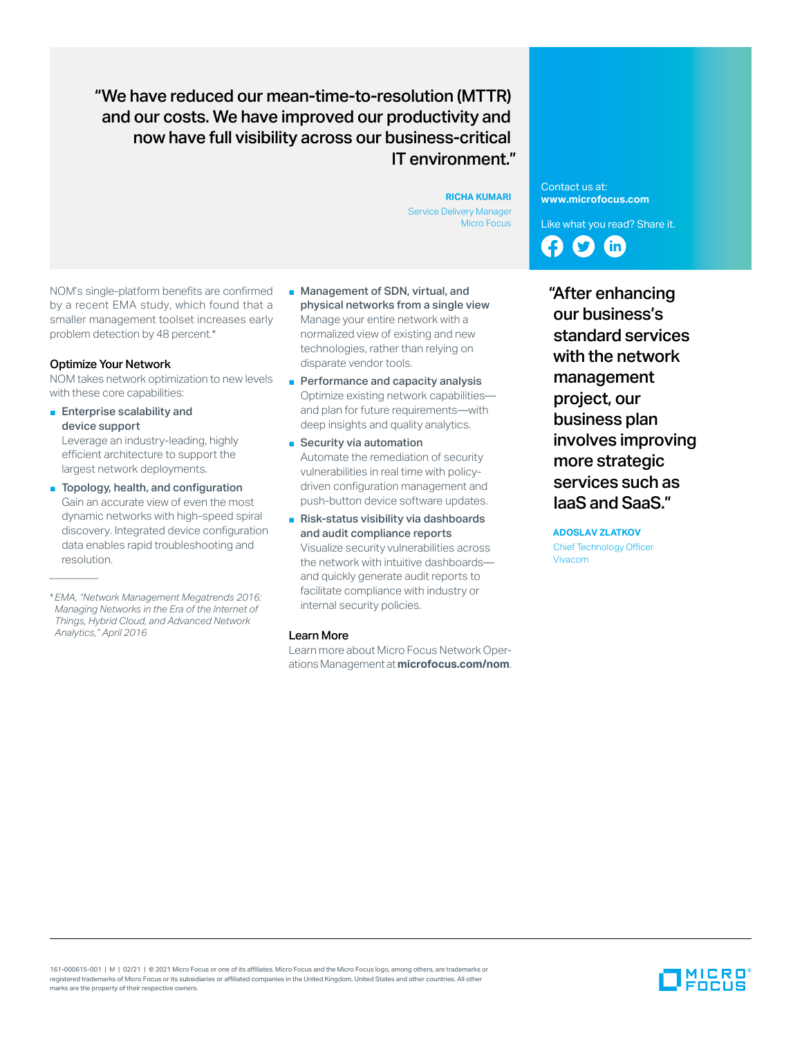> "We have reduced our mean-time-to-resolution (MTTR) and our costs. We have improved our productivity and now have full visibility across our business-critical IT environment."
>
> **RICHA KUMARI**
> Service Delivery Manager
> Micro Focus

Contact us at:
**www.microfocus.com**

Like what you read? Share it.

NOM's single-platform benefits are confirmed by a recent EMA study, which found that a smaller management toolset increases early problem detection by 48 percent.*

### Optimize Your Network

NOM takes network optimization to new levels with these core capabilities:

- **Enterprise scalability and device support**
  Leverage an industry-leading, highly efficient architecture to support the largest network deployments.
- **Topology, health, and configuration**
  Gain an accurate view of even the most dynamic networks with high-speed spiral discovery. Integrated device configuration data enables rapid troubleshooting and resolution.
- **Management of SDN, virtual, and physical networks from a single view**
  Manage your entire network with a normalized view of existing and new technologies, rather than relying on disparate vendor tools.
- **Performance and capacity analysis**
  Optimize existing network capabilities—and plan for future requirements—with deep insights and quality analytics.
- **Security via automation**
  Automate the remediation of security vulnerabilities in real time with policy-driven configuration management and push-button device software updates.
- **Risk-status visibility via dashboards and audit compliance reports**
  Visualize security vulnerabilities across the network with intuitive dashboards—and quickly generate audit reports to facilitate compliance with industry or internal security policies.

### Learn More

Learn more about Micro Focus Network Operations Management at **microfocus.com/nom**.

> "After enhancing our business's standard services with the network management project, our business plan involves improving more strategic services such as IaaS and SaaS."
>
> **ADOSLAV ZLATKOV**
> Chief Technology Officer
> Vivacom

\* *EMA, "Network Management Megatrends 2016: Managing Networks in the Era of the Internet of Things, Hybrid Cloud, and Advanced Network Analytics," April 2016*

161-000615-001 | M | 02/21 | © 2021 Micro Focus or one of its affiliates. Micro Focus and the Micro Focus logo, among others, are trademarks or registered trademarks of Micro Focus or its subsidiaries or affiliated companies in the United Kingdom, United States and other countries. All other marks are the property of their respective owners.